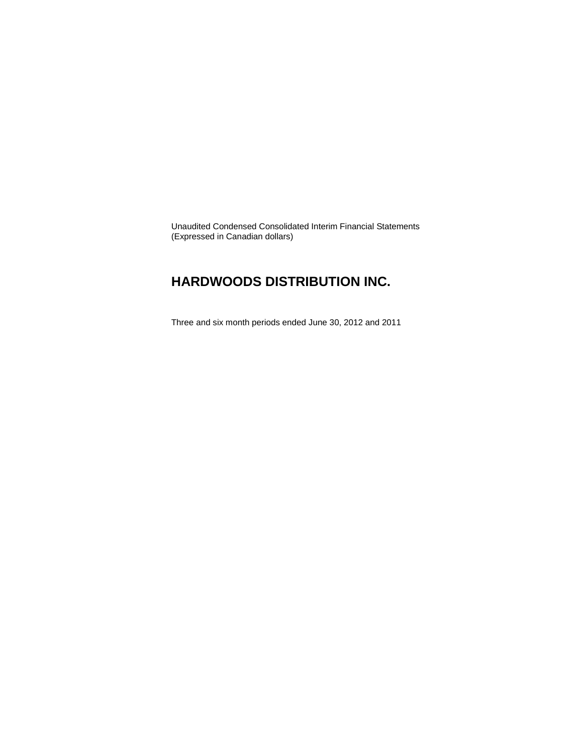Unaudited Condensed Consolidated Interim Financial Statements
(Expressed in Canadian dollars)

# HARDWOODS DISTRIBUTION INC.

Three and six month periods ended June 30, 2012 and 2011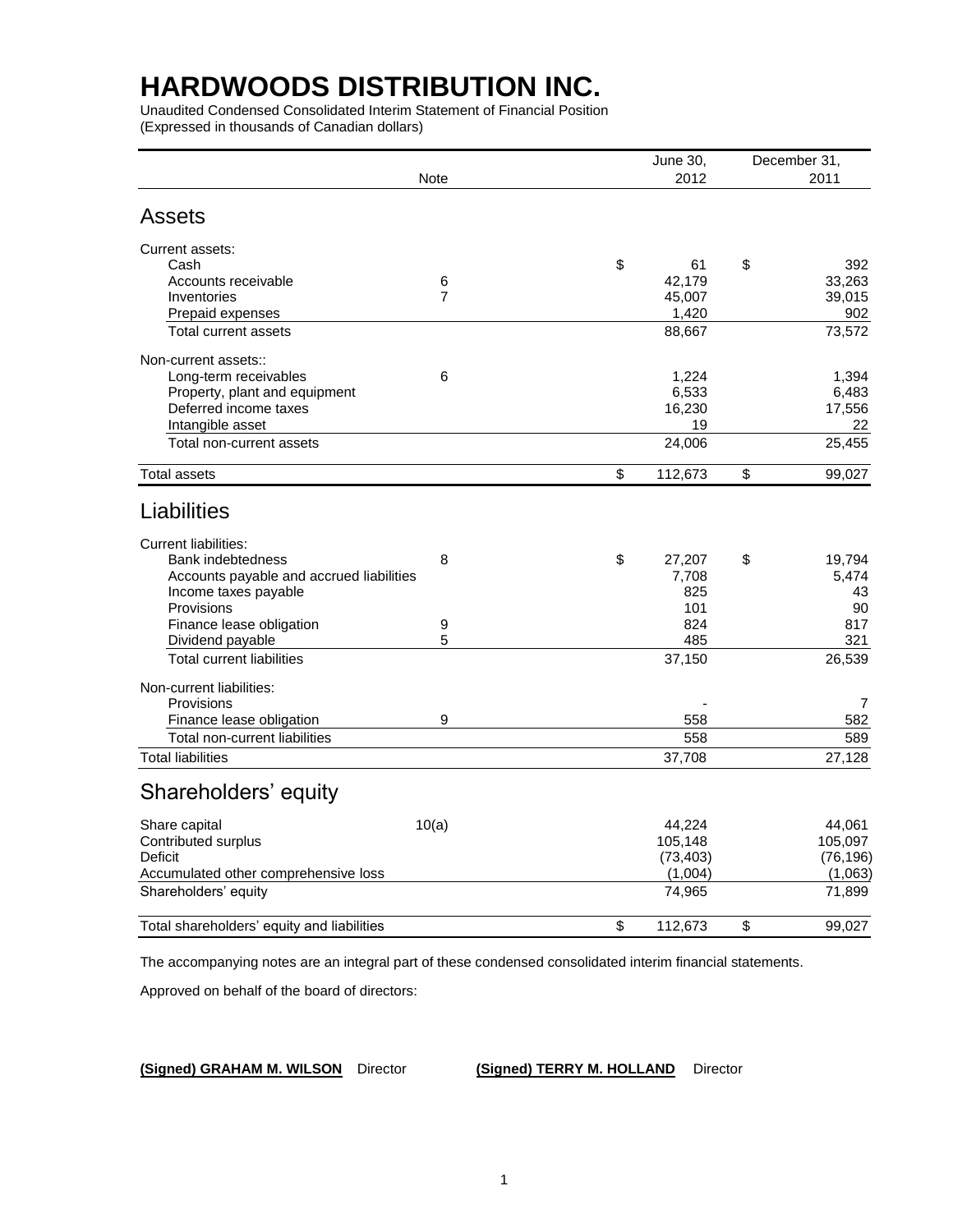# HARDWOODS DISTRIBUTION INC.

Unaudited Condensed Consolidated Interim Statement of Financial Position
(Expressed in thousands of Canadian dollars)

| | Note | June 30, 2012 | December 31, 2011 |
|---|---|---|---|
| **Assets** | | | |
| Current assets: | | | |
| Cash | | $ 61 | $ 392 |
| Accounts receivable | 6 | 42,179 | 33,263 |
| Inventories | 7 | 45,007 | 39,015 |
| Prepaid expenses | | 1,420 | 902 |
| Total current assets | | 88,667 | 73,572 |
| Non-current assets:: | | | |
| Long-term receivables | 6 | 1,224 | 1,394 |
| Property, plant and equipment | | 6,533 | 6,483 |
| Deferred income taxes | | 16,230 | 17,556 |
| Intangible asset | | 19 | 22 |
| Total non-current assets | | 24,006 | 25,455 |
| Total assets | | $ 112,673 | $ 99,027 |
| **Liabilities** | | | |
| Current liabilities: | | | |
| Bank indebtedness | 8 | $ 27,207 | $ 19,794 |
| Accounts payable and accrued liabilities | | 7,708 | 5,474 |
| Income taxes payable | | 825 | 43 |
| Provisions | | 101 | 90 |
| Finance lease obligation | 9 | 824 | 817 |
| Dividend payable | 5 | 485 | 321 |
| Total current liabilities | | 37,150 | 26,539 |
| Non-current liabilities: | | | |
| Provisions | | - | 7 |
| Finance lease obligation | 9 | 558 | 582 |
| Total non-current liabilities | | 558 | 589 |
| Total liabilities | | 37,708 | 27,128 |
| **Shareholders' equity** | | | |
| Share capital | 10(a) | 44,224 | 44,061 |
| Contributed surplus | | 105,148 | 105,097 |
| Deficit | | (73,403) | (76,196) |
| Accumulated other comprehensive loss | | (1,004) | (1,063) |
| Shareholders' equity | | 74,965 | 71,899 |
| Total shareholders' equity and liabilities | | $ 112,673 | $ 99,027 |

The accompanying notes are an integral part of these condensed consolidated interim financial statements.

Approved on behalf of the board of directors:

**(Signed) GRAHAM M. WILSON** Director **(Signed) TERRY M. HOLLAND** Director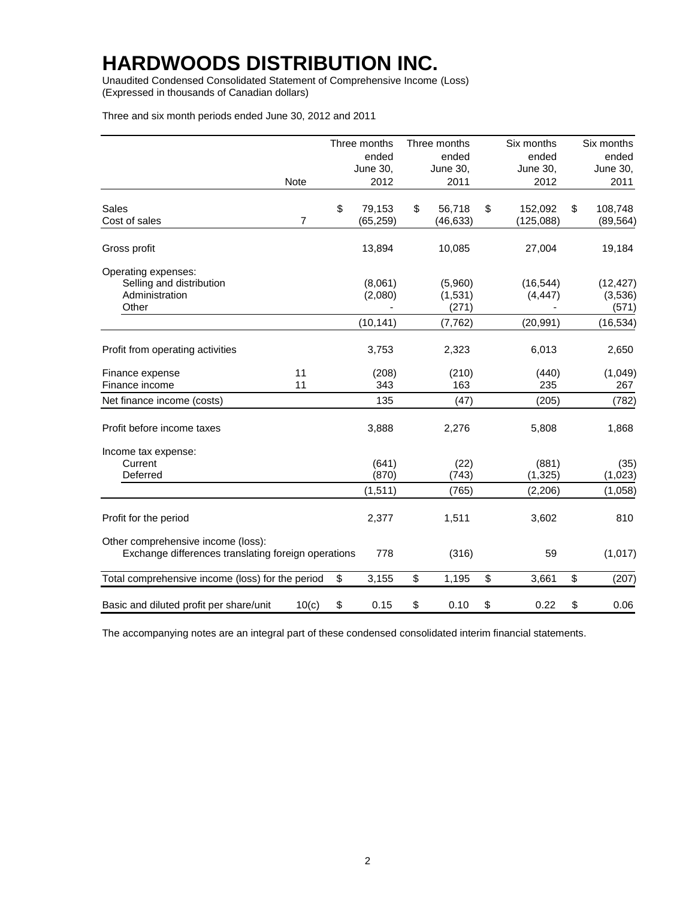# HARDWOODS DISTRIBUTION INC.

Unaudited Condensed Consolidated Statement of Comprehensive Income (Loss)
(Expressed in thousands of Canadian dollars)

Three and six month periods ended June 30, 2012 and 2011

| | Note | Three months ended June 30, 2012 | Three months ended June 30, 2011 | Six months ended June 30, 2012 | Six months ended June 30, 2011 |
|---|---|---|---|---|---|
| Sales | | $ 79,153 | $ 56,718 | $ 152,092 | $ 108,748 |
| Cost of sales | 7 | (65,259) | (46,633) | (125,088) | (89,564) |
| Gross profit | | 13,894 | 10,085 | 27,004 | 19,184 |
| Operating expenses: | | | | | |
| Selling and distribution | | (8,061) | (5,960) | (16,544) | (12,427) |
| Administration | | (2,080) | (1,531) | (4,447) | (3,536) |
| Other | | - | (271) | - | (571) |
| | | (10,141) | (7,762) | (20,991) | (16,534) |
| Profit from operating activities | | 3,753 | 2,323 | 6,013 | 2,650 |
| Finance expense | 11 | (208) | (210) | (440) | (1,049) |
| Finance income | 11 | 343 | 163 | 235 | 267 |
| Net finance income (costs) | | 135 | (47) | (205) | (782) |
| Profit before income taxes | | 3,888 | 2,276 | 5,808 | 1,868 |
| Income tax expense: | | | | | |
| Current | | (641) | (22) | (881) | (35) |
| Deferred | | (870) | (743) | (1,325) | (1,023) |
| | | (1,511) | (765) | (2,206) | (1,058) |
| Profit for the period | | 2,377 | 1,511 | 3,602 | 810 |
| Other comprehensive income (loss): | | | | | |
| Exchange differences translating foreign operations | | 778 | (316) | 59 | (1,017) |
| Total comprehensive income (loss) for the period | | $ 3,155 | $ 1,195 | $ 3,661 | $ (207) |
| Basic and diluted profit per share/unit | 10(c) | $ 0.15 | $ 0.10 | $ 0.22 | $ 0.06 |

The accompanying notes are an integral part of these condensed consolidated interim financial statements.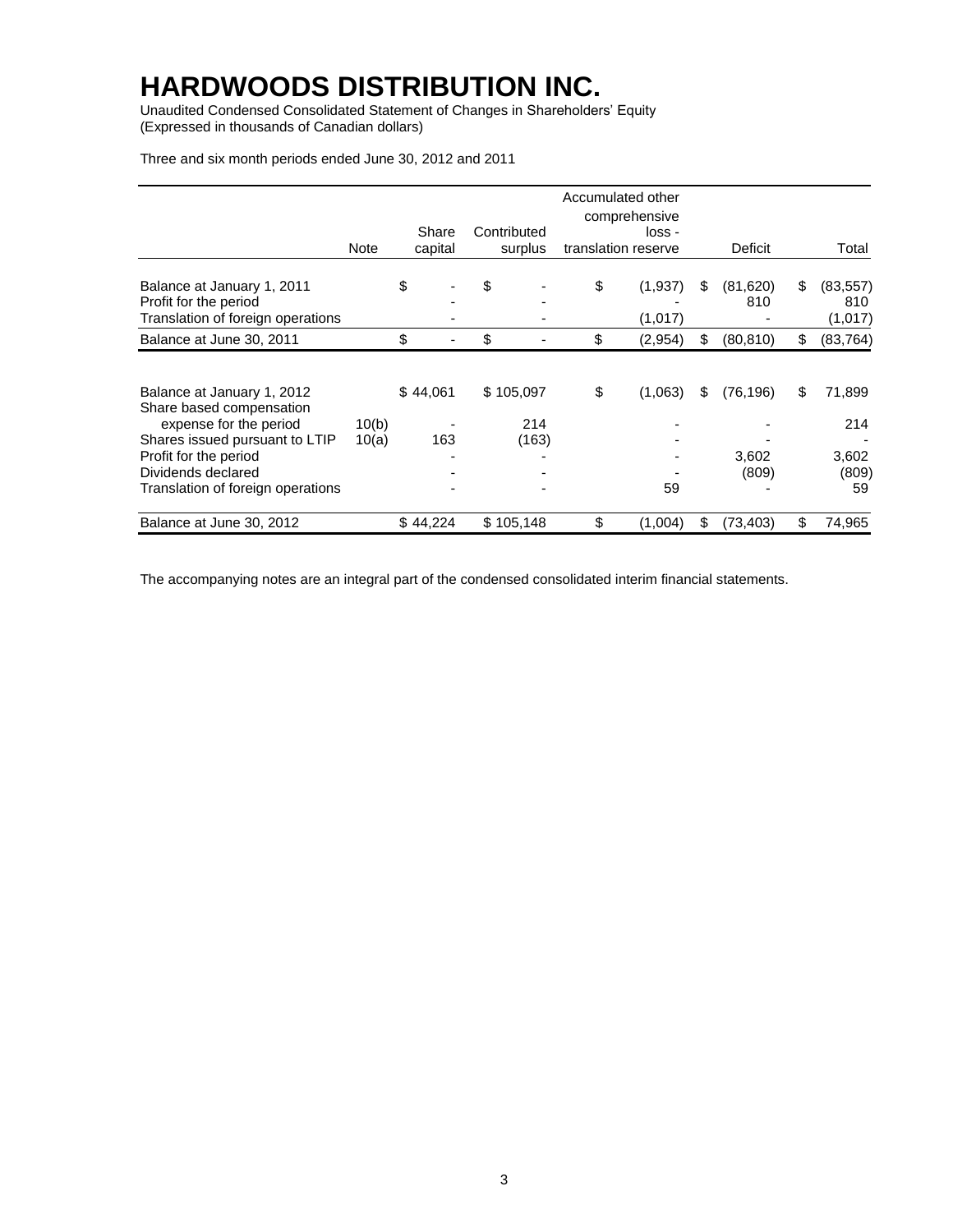# HARDWOODS DISTRIBUTION INC.

Unaudited Condensed Consolidated Statement of Changes in Shareholders' Equity
(Expressed in thousands of Canadian dollars)

Three and six month periods ended June 30, 2012 and 2011

| | Note | Share capital | Contributed surplus | Accumulated other comprehensive loss - translation reserve | Deficit | Total |
|---|---|---|---|---|---|---|
| Balance at January 1, 2011 | | $ - | $ - | $ (1,937) | $ (81,620) | $ (83,557) |
| Profit for the period | | - | - | - | 810 | 810 |
| Translation of foreign operations | | - | - | (1,017) | - | (1,017) |
| Balance at June 30, 2011 | | $ - | $ - | $ (2,954) | $ (80,810) | $ (83,764) |
| | | | | | | |
| Balance at January 1, 2012 | | $ 44,061 | $ 105,097 | $ (1,063) | $ (76,196) | $ 71,899 |
| Share based compensation expense for the period | 10(b) | - | 214 | - | - | 214 |
| Shares issued pursuant to LTIP | 10(a) | 163 | (163) | - | - | - |
| Profit for the period | | - | - | - | 3,602 | 3,602 |
| Dividends declared | | - | - | - | (809) | (809) |
| Translation of foreign operations | | - | - | 59 | - | 59 |
| Balance at June 30, 2012 | | $ 44,224 | $ 105,148 | $ (1,004) | $ (73,403) | $ 74,965 |

The accompanying notes are an integral part of the condensed consolidated interim financial statements.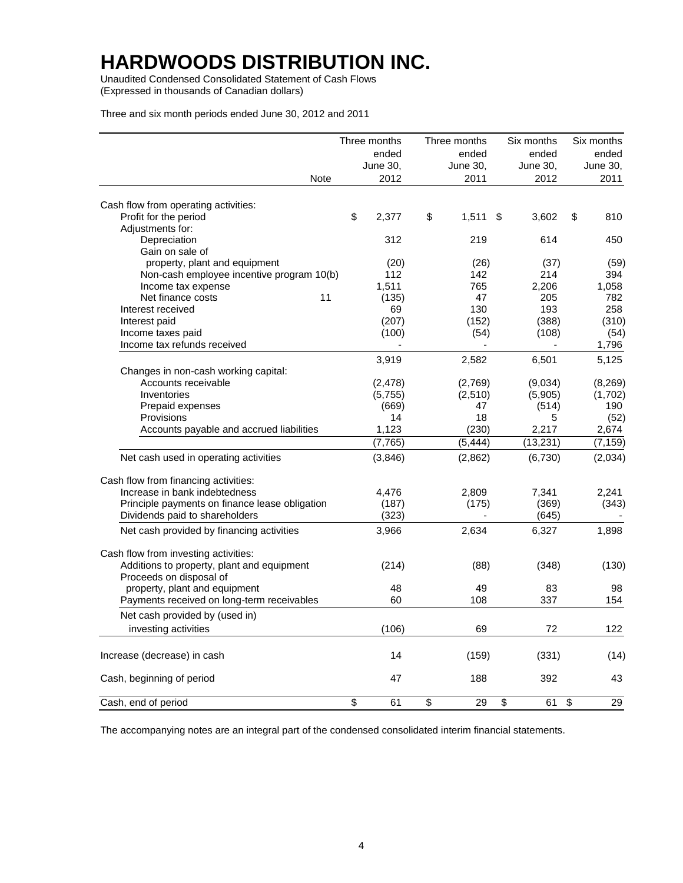# HARDWOODS DISTRIBUTION INC.

Unaudited Condensed Consolidated Statement of Cash Flows
(Expressed in thousands of Canadian dollars)

Three and six month periods ended June 30, 2012 and 2011

| | Note | Three months ended June 30, 2012 | Three months ended June 30, 2011 | Six months ended June 30, 2012 | Six months ended June 30, 2011 |
|---|---|---|---|---|---|
| Cash flow from operating activities: | | | | | |
| Profit for the period | | $ 2,377 | $ 1,511 | $ 3,602 | $ 810 |
| Adjustments for: | | | | | |
| Depreciation | | 312 | 219 | 614 | 450 |
| Gain on sale of property, plant and equipment | | (20) | (26) | (37) | (59) |
| Non-cash employee incentive program | 10(b) | 112 | 142 | 214 | 394 |
| Income tax expense | | 1,511 | 765 | 2,206 | 1,058 |
| Net finance costs | 11 | (135) | 47 | 205 | 782 |
| Interest received | | 69 | 130 | 193 | 258 |
| Interest paid | | (207) | (152) | (388) | (310) |
| Income taxes paid | | (100) | (54) | (108) | (54) |
| Income tax refunds received | | - | - | - | 1,796 |
| | | 3,919 | 2,582 | 6,501 | 5,125 |
| Changes in non-cash working capital: | | | | | |
| Accounts receivable | | (2,478) | (2,769) | (9,034) | (8,269) |
| Inventories | | (5,755) | (2,510) | (5,905) | (1,702) |
| Prepaid expenses | | (669) | 47 | (514) | 190 |
| Provisions | | 14 | 18 | 5 | (52) |
| Accounts payable and accrued liabilities | | 1,123 | (230) | 2,217 | 2,674 |
| | | (7,765) | (5,444) | (13,231) | (7,159) |
| Net cash used in operating activities | | (3,846) | (2,862) | (6,730) | (2,034) |
| Cash flow from financing activities: | | | | | |
| Increase in bank indebtedness | | 4,476 | 2,809 | 7,341 | 2,241 |
| Principle payments on finance lease obligation | | (187) | (175) | (369) | (343) |
| Dividends paid to shareholders | | (323) | - | (645) | - |
| Net cash provided by financing activities | | 3,966 | 2,634 | 6,327 | 1,898 |
| Cash flow from investing activities: | | | | | |
| Additions to property, plant and equipment | | (214) | (88) | (348) | (130) |
| Proceeds on disposal of property, plant and equipment | | 48 | 49 | 83 | 98 |
| Payments received on long-term receivables | | 60 | 108 | 337 | 154 |
| Net cash provided by (used in) investing activities | | (106) | 69 | 72 | 122 |
| Increase (decrease) in cash | | 14 | (159) | (331) | (14) |
| Cash, beginning of period | | 47 | 188 | 392 | 43 |
| Cash, end of period | | $ 61 | $ 29 | $ 61 | $ 29 |

The accompanying notes are an integral part of the condensed consolidated interim financial statements.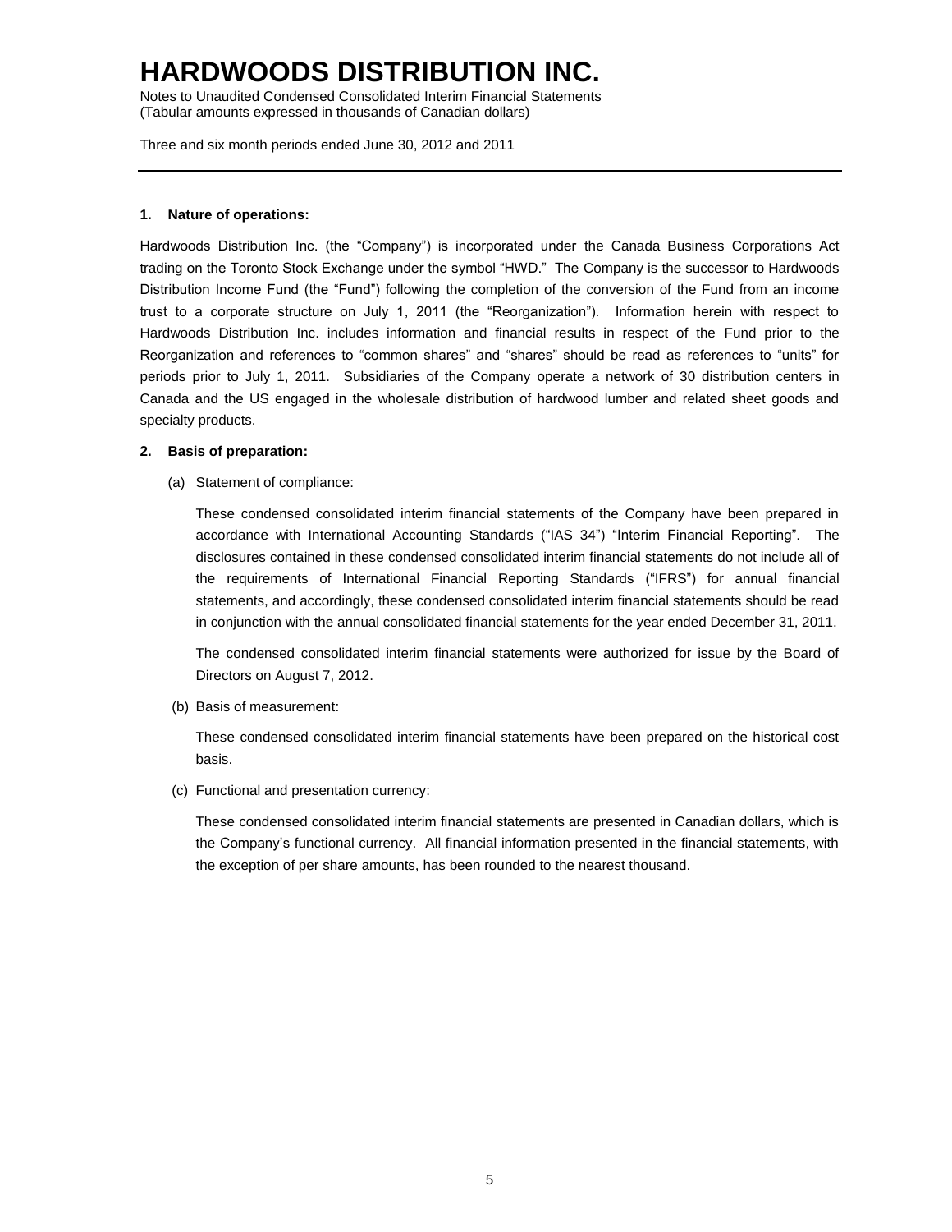# HARDWOODS DISTRIBUTION INC.

Notes to Unaudited Condensed Consolidated Interim Financial Statements
(Tabular amounts expressed in thousands of Canadian dollars)

Three and six month periods ended June 30, 2012 and 2011

**1. Nature of operations:**

Hardwoods Distribution Inc. (the "Company") is incorporated under the Canada Business Corporations Act trading on the Toronto Stock Exchange under the symbol "HWD." The Company is the successor to Hardwoods Distribution Income Fund (the "Fund") following the completion of the conversion of the Fund from an income trust to a corporate structure on July 1, 2011 (the "Reorganization"). Information herein with respect to Hardwoods Distribution Inc. includes information and financial results in respect of the Fund prior to the Reorganization and references to "common shares" and "shares" should be read as references to "units" for periods prior to July 1, 2011. Subsidiaries of the Company operate a network of 30 distribution centers in Canada and the US engaged in the wholesale distribution of hardwood lumber and related sheet goods and specialty products.

**2. Basis of preparation:**

(a) Statement of compliance:

These condensed consolidated interim financial statements of the Company have been prepared in accordance with International Accounting Standards ("IAS 34") "Interim Financial Reporting". The disclosures contained in these condensed consolidated interim financial statements do not include all of the requirements of International Financial Reporting Standards ("IFRS") for annual financial statements, and accordingly, these condensed consolidated interim financial statements should be read in conjunction with the annual consolidated financial statements for the year ended December 31, 2011.

The condensed consolidated interim financial statements were authorized for issue by the Board of Directors on August 7, 2012.

(b) Basis of measurement:

These condensed consolidated interim financial statements have been prepared on the historical cost basis.

(c) Functional and presentation currency:

These condensed consolidated interim financial statements are presented in Canadian dollars, which is the Company's functional currency. All financial information presented in the financial statements, with the exception of per share amounts, has been rounded to the nearest thousand.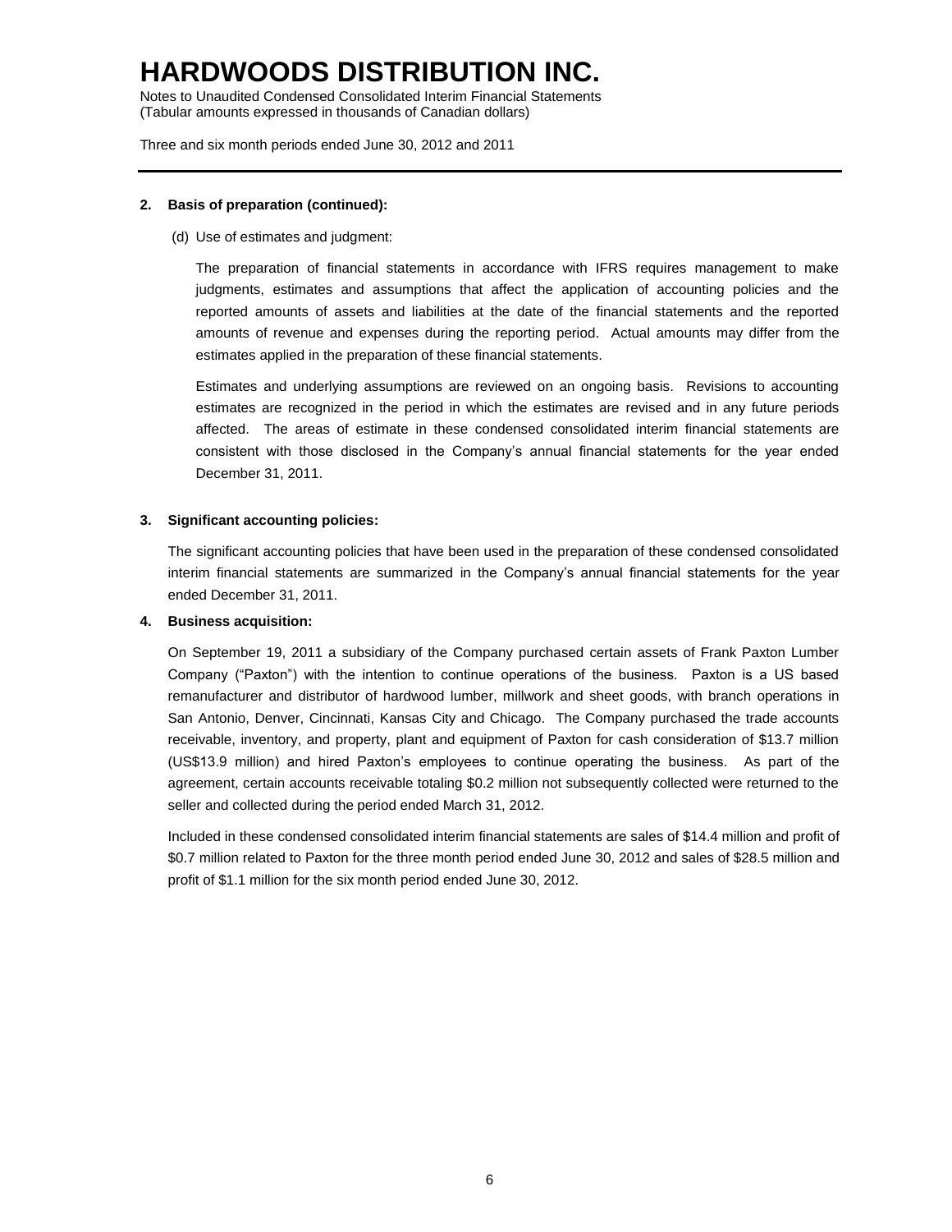**2. Basis of preparation (continued):**

(d) Use of estimates and judgment:

The preparation of financial statements in accordance with IFRS requires management to make judgments, estimates and assumptions that affect the application of accounting policies and the reported amounts of assets and liabilities at the date of the financial statements and the reported amounts of revenue and expenses during the reporting period. Actual amounts may differ from the estimates applied in the preparation of these financial statements.

Estimates and underlying assumptions are reviewed on an ongoing basis. Revisions to accounting estimates are recognized in the period in which the estimates are revised and in any future periods affected. The areas of estimate in these condensed consolidated interim financial statements are consistent with those disclosed in the Company's annual financial statements for the year ended December 31, 2011.

**3. Significant accounting policies:**

The significant accounting policies that have been used in the preparation of these condensed consolidated interim financial statements are summarized in the Company's annual financial statements for the year ended December 31, 2011.

**4. Business acquisition:**

On September 19, 2011 a subsidiary of the Company purchased certain assets of Frank Paxton Lumber Company ("Paxton") with the intention to continue operations of the business. Paxton is a US based remanufacturer and distributor of hardwood lumber, millwork and sheet goods, with branch operations in San Antonio, Denver, Cincinnati, Kansas City and Chicago. The Company purchased the trade accounts receivable, inventory, and property, plant and equipment of Paxton for cash consideration of $13.7 million (US$13.9 million) and hired Paxton's employees to continue operating the business. As part of the agreement, certain accounts receivable totaling $0.2 million not subsequently collected were returned to the seller and collected during the period ended March 31, 2012.

Included in these condensed consolidated interim financial statements are sales of $14.4 million and profit of $0.7 million related to Paxton for the three month period ended June 30, 2012 and sales of $28.5 million and profit of $1.1 million for the six month period ended June 30, 2012.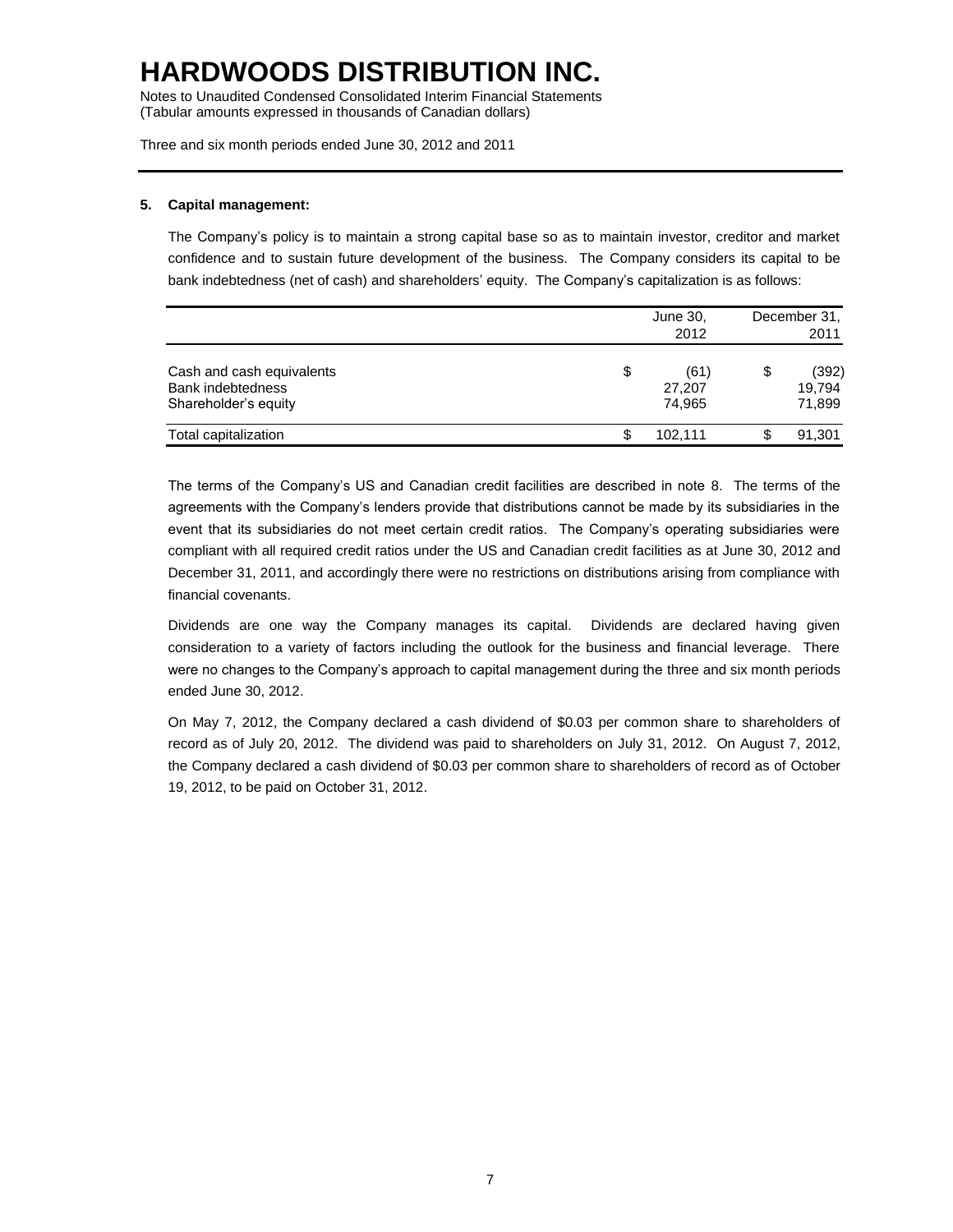# HARDWOODS DISTRIBUTION INC.

Notes to Unaudited Condensed Consolidated Interim Financial Statements
(Tabular amounts expressed in thousands of Canadian dollars)

Three and six month periods ended June 30, 2012 and 2011

**5. Capital management:**

The Company's policy is to maintain a strong capital base so as to maintain investor, creditor and market confidence and to sustain future development of the business. The Company considers its capital to be bank indebtedness (net of cash) and shareholders' equity. The Company's capitalization is as follows:

| | June 30, 2012 | December 31, 2011 |
|---|---|---|
| Cash and cash equivalents | $ (61) | $ (392) |
| Bank indebtedness | 27,207 | 19,794 |
| Shareholder's equity | 74,965 | 71,899 |
| Total capitalization | $ 102,111 | $ 91,301 |

The terms of the Company's US and Canadian credit facilities are described in note 8. The terms of the agreements with the Company's lenders provide that distributions cannot be made by its subsidiaries in the event that its subsidiaries do not meet certain credit ratios. The Company's operating subsidiaries were compliant with all required credit ratios under the US and Canadian credit facilities as at June 30, 2012 and December 31, 2011, and accordingly there were no restrictions on distributions arising from compliance with financial covenants.

Dividends are one way the Company manages its capital. Dividends are declared having given consideration to a variety of factors including the outlook for the business and financial leverage. There were no changes to the Company's approach to capital management during the three and six month periods ended June 30, 2012.

On May 7, 2012, the Company declared a cash dividend of $0.03 per common share to shareholders of record as of July 20, 2012. The dividend was paid to shareholders on July 31, 2012. On August 7, 2012, the Company declared a cash dividend of $0.03 per common share to shareholders of record as of October 19, 2012, to be paid on October 31, 2012.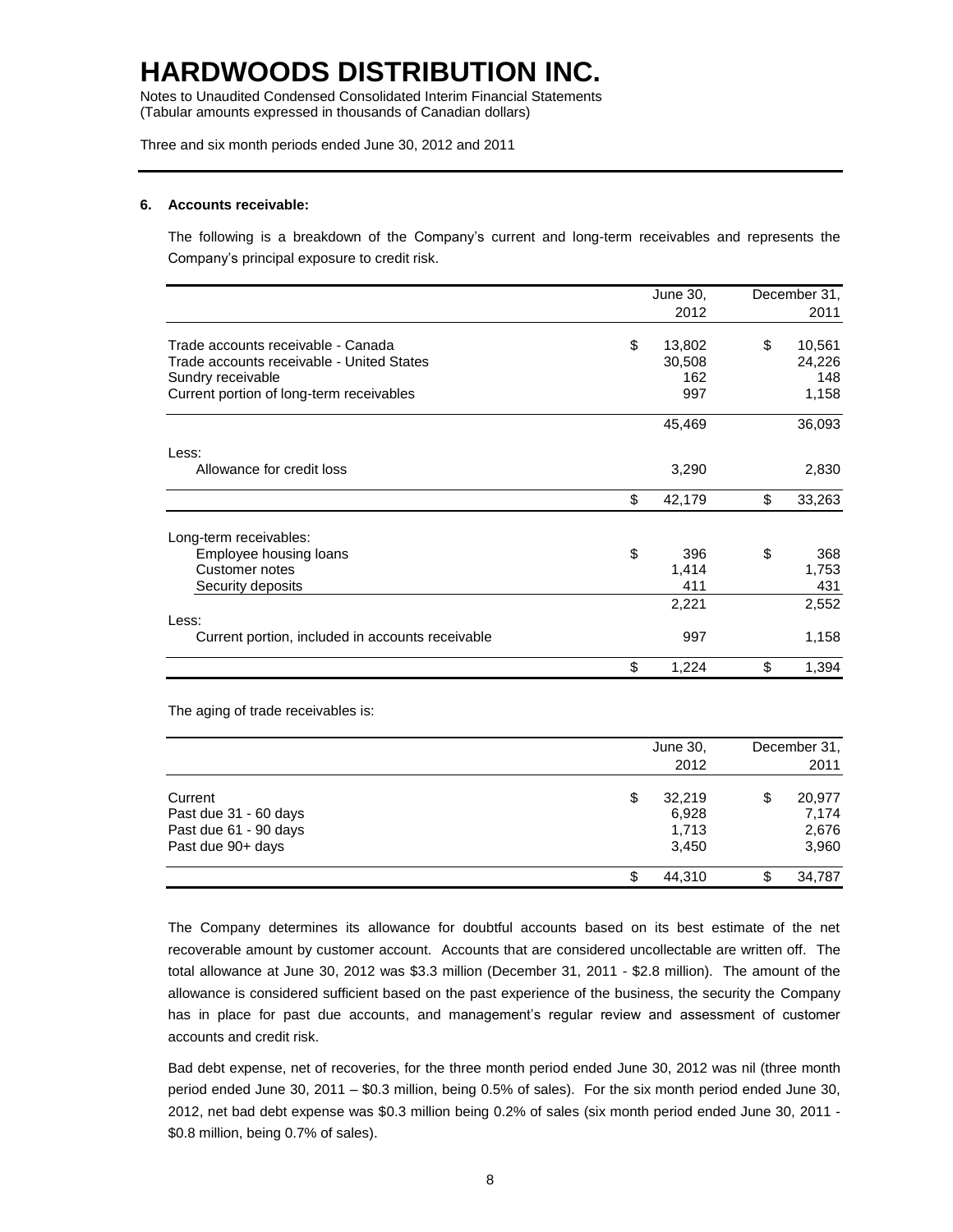# HARDWOODS DISTRIBUTION INC.

Notes to Unaudited Condensed Consolidated Interim Financial Statements
(Tabular amounts expressed in thousands of Canadian dollars)

Three and six month periods ended June 30, 2012 and 2011

**6. Accounts receivable:**

The following is a breakdown of the Company's current and long-term receivables and represents the Company's principal exposure to credit risk.

| | June 30, 2012 | December 31, 2011 |
|---|---|---|
| Trade accounts receivable - Canada | $ 13,802 | $ 10,561 |
| Trade accounts receivable - United States | 30,508 | 24,226 |
| Sundry receivable | 162 | 148 |
| Current portion of long-term receivables | 997 | 1,158 |
| | 45,469 | 36,093 |
| Less: | | |
| Allowance for credit loss | 3,290 | 2,830 |
| | $ 42,179 | $ 33,263 |
| Long-term receivables: | | |
| Employee housing loans | $ 396 | $ 368 |
| Customer notes | 1,414 | 1,753 |
| Security deposits | 411 | 431 |
| | 2,221 | 2,552 |
| Less: | | |
| Current portion, included in accounts receivable | 997 | 1,158 |
| | $ 1,224 | $ 1,394 |

The aging of trade receivables is:

| | June 30, 2012 | December 31, 2011 |
|---|---|---|
| Current | $ 32,219 | $ 20,977 |
| Past due 31 - 60 days | 6,928 | 7,174 |
| Past due 61 - 90 days | 1,713 | 2,676 |
| Past due 90+ days | 3,450 | 3,960 |
| | $ 44,310 | $ 34,787 |

The Company determines its allowance for doubtful accounts based on its best estimate of the net recoverable amount by customer account. Accounts that are considered uncollectable are written off. The total allowance at June 30, 2012 was $3.3 million (December 31, 2011 - $2.8 million). The amount of the allowance is considered sufficient based on the past experience of the business, the security the Company has in place for past due accounts, and management's regular review and assessment of customer accounts and credit risk.

Bad debt expense, net of recoveries, for the three month period ended June 30, 2012 was nil (three month period ended June 30, 2011 – $0.3 million, being 0.5% of sales). For the six month period ended June 30, 2012, net bad debt expense was $0.3 million being 0.2% of sales (six month period ended June 30, 2011 - $0.8 million, being 0.7% of sales).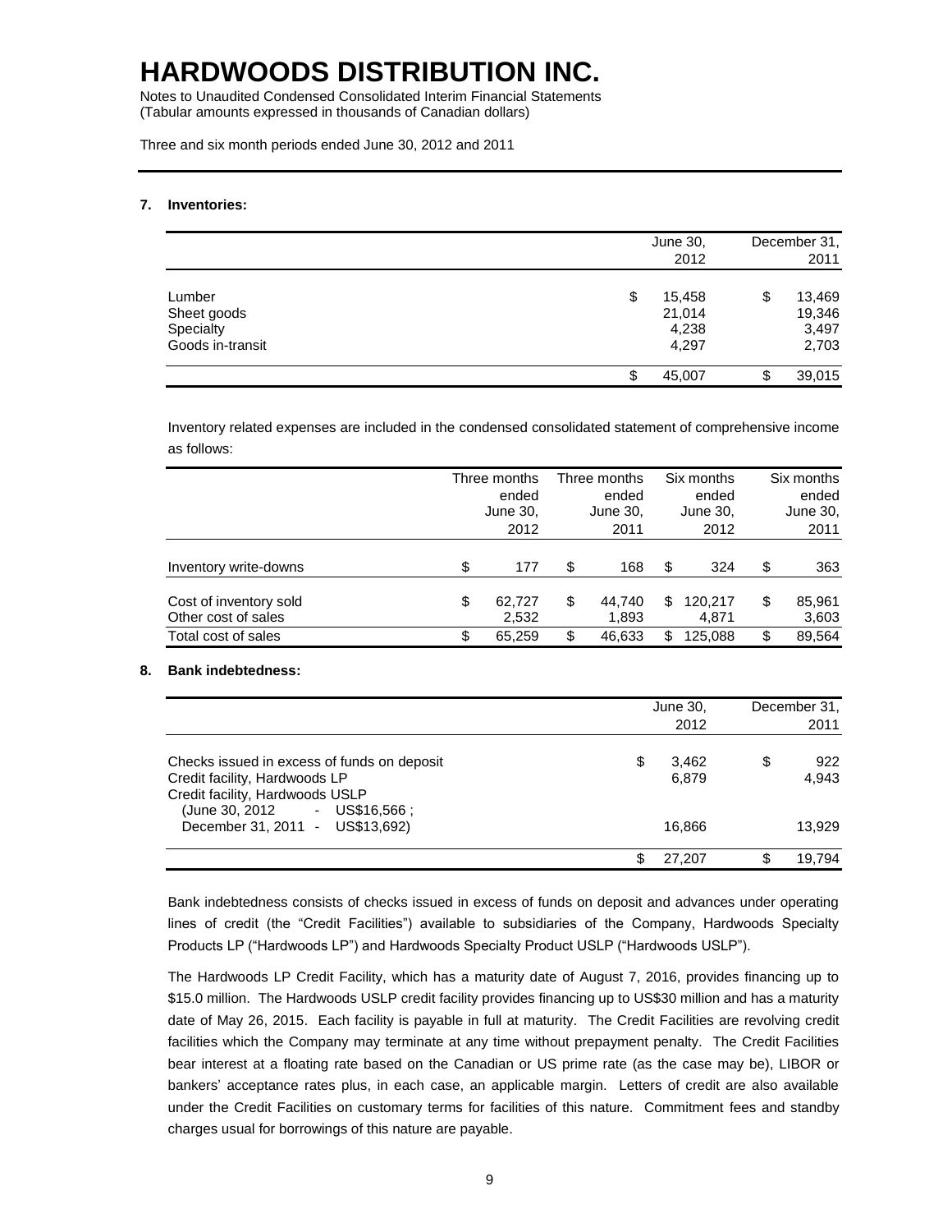# HARDWOODS DISTRIBUTION INC.

Notes to Unaudited Condensed Consolidated Interim Financial Statements
(Tabular amounts expressed in thousands of Canadian dollars)

Three and six month periods ended June 30, 2012 and 2011

**7. Inventories:**

| | June 30, 2012 | December 31, 2011 |
|---|---|---|
| Lumber | $ 15,458 | $ 13,469 |
| Sheet goods | 21,014 | 19,346 |
| Specialty | 4,238 | 3,497 |
| Goods in-transit | 4,297 | 2,703 |
| | $ 45,007 | $ 39,015 |

Inventory related expenses are included in the condensed consolidated statement of comprehensive income as follows:

| | Three months ended June 30, 2012 | Three months ended June 30, 2011 | Six months ended June 30, 2012 | Six months ended June 30, 2011 |
|---|---|---|---|---|
| Inventory write-downs | $ 177 | $ 168 | $ 324 | $ 363 |
| Cost of inventory sold | $ 62,727 | $ 44,740 | $ 120,217 | $ 85,961 |
| Other cost of sales | 2,532 | 1,893 | 4,871 | 3,603 |
| Total cost of sales | $ 65,259 | $ 46,633 | $ 125,088 | $ 89,564 |

**8. Bank indebtedness:**

| | June 30, 2012 | December 31, 2011 |
|---|---|---|
| Checks issued in excess of funds on deposit | $ 3,462 | $ 922 |
| Credit facility, Hardwoods LP | 6,879 | 4,943 |
| Credit facility, Hardwoods USLP (June 30, 2012 - US$16,566 ; December 31, 2011 - US$13,692) | 16,866 | 13,929 |
| | $ 27,207 | $ 19,794 |

Bank indebtedness consists of checks issued in excess of funds on deposit and advances under operating lines of credit (the "Credit Facilities") available to subsidiaries of the Company, Hardwoods Specialty Products LP ("Hardwoods LP") and Hardwoods Specialty Product USLP ("Hardwoods USLP").

The Hardwoods LP Credit Facility, which has a maturity date of August 7, 2016, provides financing up to $15.0 million. The Hardwoods USLP credit facility provides financing up to US$30 million and has a maturity date of May 26, 2015. Each facility is payable in full at maturity. The Credit Facilities are revolving credit facilities which the Company may terminate at any time without prepayment penalty. The Credit Facilities bear interest at a floating rate based on the Canadian or US prime rate (as the case may be), LIBOR or bankers' acceptance rates plus, in each case, an applicable margin. Letters of credit are also available under the Credit Facilities on customary terms for facilities of this nature. Commitment fees and standby charges usual for borrowings of this nature are payable.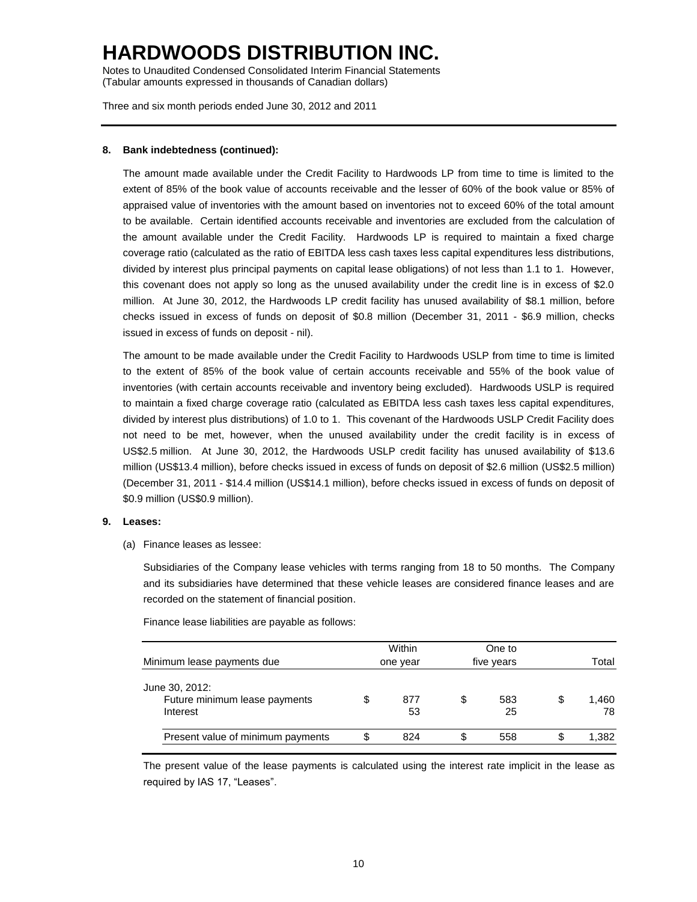# HARDWOODS DISTRIBUTION INC.

Notes to Unaudited Condensed Consolidated Interim Financial Statements
(Tabular amounts expressed in thousands of Canadian dollars)

Three and six month periods ended June 30, 2012 and 2011

**8. Bank indebtedness (continued):**

The amount made available under the Credit Facility to Hardwoods LP from time to time is limited to the extent of 85% of the book value of accounts receivable and the lesser of 60% of the book value or 85% of appraised value of inventories with the amount based on inventories not to exceed 60% of the total amount to be available. Certain identified accounts receivable and inventories are excluded from the calculation of the amount available under the Credit Facility. Hardwoods LP is required to maintain a fixed charge coverage ratio (calculated as the ratio of EBITDA less cash taxes less capital expenditures less distributions, divided by interest plus principal payments on capital lease obligations) of not less than 1.1 to 1. However, this covenant does not apply so long as the unused availability under the credit line is in excess of $2.0 million. At June 30, 2012, the Hardwoods LP credit facility has unused availability of $8.1 million, before checks issued in excess of funds on deposit of $0.8 million (December 31, 2011 - $6.9 million, checks issued in excess of funds on deposit - nil).

The amount to be made available under the Credit Facility to Hardwoods USLP from time to time is limited to the extent of 85% of the book value of certain accounts receivable and 55% of the book value of inventories (with certain accounts receivable and inventory being excluded). Hardwoods USLP is required to maintain a fixed charge coverage ratio (calculated as EBITDA less cash taxes less capital expenditures, divided by interest plus distributions) of 1.0 to 1. This covenant of the Hardwoods USLP Credit Facility does not need to be met, however, when the unused availability under the credit facility is in excess of US$2.5 million. At June 30, 2012, the Hardwoods USLP credit facility has unused availability of $13.6 million (US$13.4 million), before checks issued in excess of funds on deposit of $2.6 million (US$2.5 million) (December 31, 2011 - $14.4 million (US$14.1 million), before checks issued in excess of funds on deposit of $0.9 million (US$0.9 million).

**9. Leases:**

(a) Finance leases as lessee:

Subsidiaries of the Company lease vehicles with terms ranging from 18 to 50 months. The Company and its subsidiaries have determined that these vehicle leases are considered finance leases and are recorded on the statement of financial position.

Finance lease liabilities are payable as follows:

| Minimum lease payments due | Within one year | One to five years | Total |
|---|---|---|---|
| June 30, 2012: | | | |
| Future minimum lease payments | $ 877 | $ 583 | $ 1,460 |
| Interest | 53 | 25 | 78 |
| Present value of minimum payments | $ 824 | $ 558 | $ 1,382 |

The present value of the lease payments is calculated using the interest rate implicit in the lease as required by IAS 17, "Leases".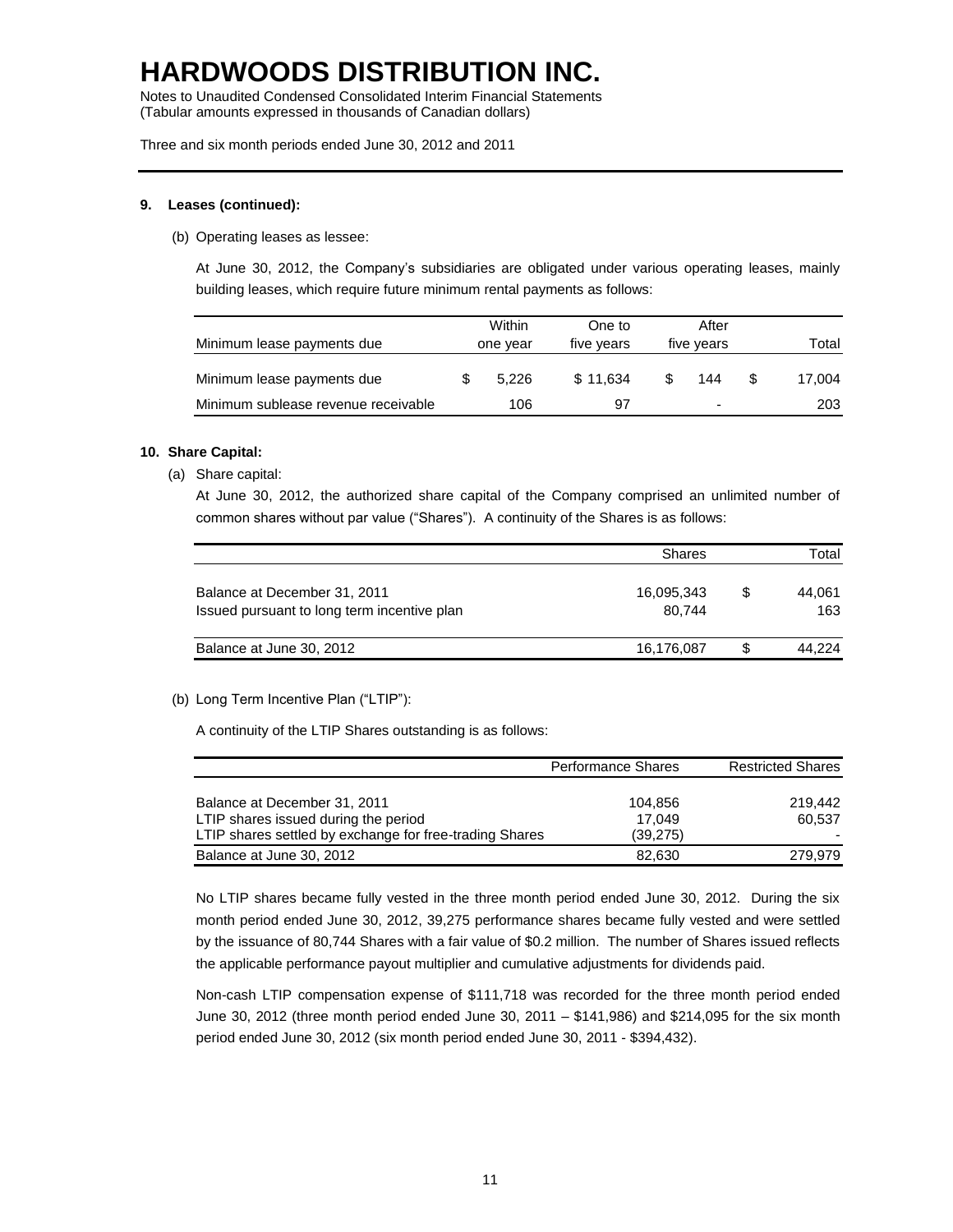# HARDWOODS DISTRIBUTION INC.

Notes to Unaudited Condensed Consolidated Interim Financial Statements
(Tabular amounts expressed in thousands of Canadian dollars)

Three and six month periods ended June 30, 2012 and 2011

**9. Leases (continued):**

(b) Operating leases as lessee:

At June 30, 2012, the Company's subsidiaries are obligated under various operating leases, mainly building leases, which require future minimum rental payments as follows:

| Minimum lease payments due | Within one year | One to five years | After five years | Total |
|---|---|---|---|---|
| Minimum lease payments due | $ 5,226 | $ 11,634 | $ 144 | $ 17,004 |
| Minimum sublease revenue receivable | 106 | 97 | - | 203 |

**10. Share Capital:**

(a) Share capital:

At June 30, 2012, the authorized share capital of the Company comprised an unlimited number of common shares without par value ("Shares"). A continuity of the Shares is as follows:

| | Shares | Total |
|---|---|---|
| Balance at December 31, 2011 | 16,095,343 | $ 44,061 |
| Issued pursuant to long term incentive plan | 80,744 | 163 |
| Balance at June 30, 2012 | 16,176,087 | $ 44,224 |

(b) Long Term Incentive Plan ("LTIP"):

A continuity of the LTIP Shares outstanding is as follows:

| | Performance Shares | Restricted Shares |
|---|---|---|
| Balance at December 31, 2011 | 104,856 | 219,442 |
| LTIP shares issued during the period | 17,049 | 60,537 |
| LTIP shares settled by exchange for free-trading Shares | (39,275) | - |
| Balance at June 30, 2012 | 82,630 | 279,979 |

No LTIP shares became fully vested in the three month period ended June 30, 2012. During the six month period ended June 30, 2012, 39,275 performance shares became fully vested and were settled by the issuance of 80,744 Shares with a fair value of $0.2 million. The number of Shares issued reflects the applicable performance payout multiplier and cumulative adjustments for dividends paid.

Non-cash LTIP compensation expense of $111,718 was recorded for the three month period ended June 30, 2012 (three month period ended June 30, 2011 – $141,986) and $214,095 for the six month period ended June 30, 2012 (six month period ended June 30, 2011 - $394,432).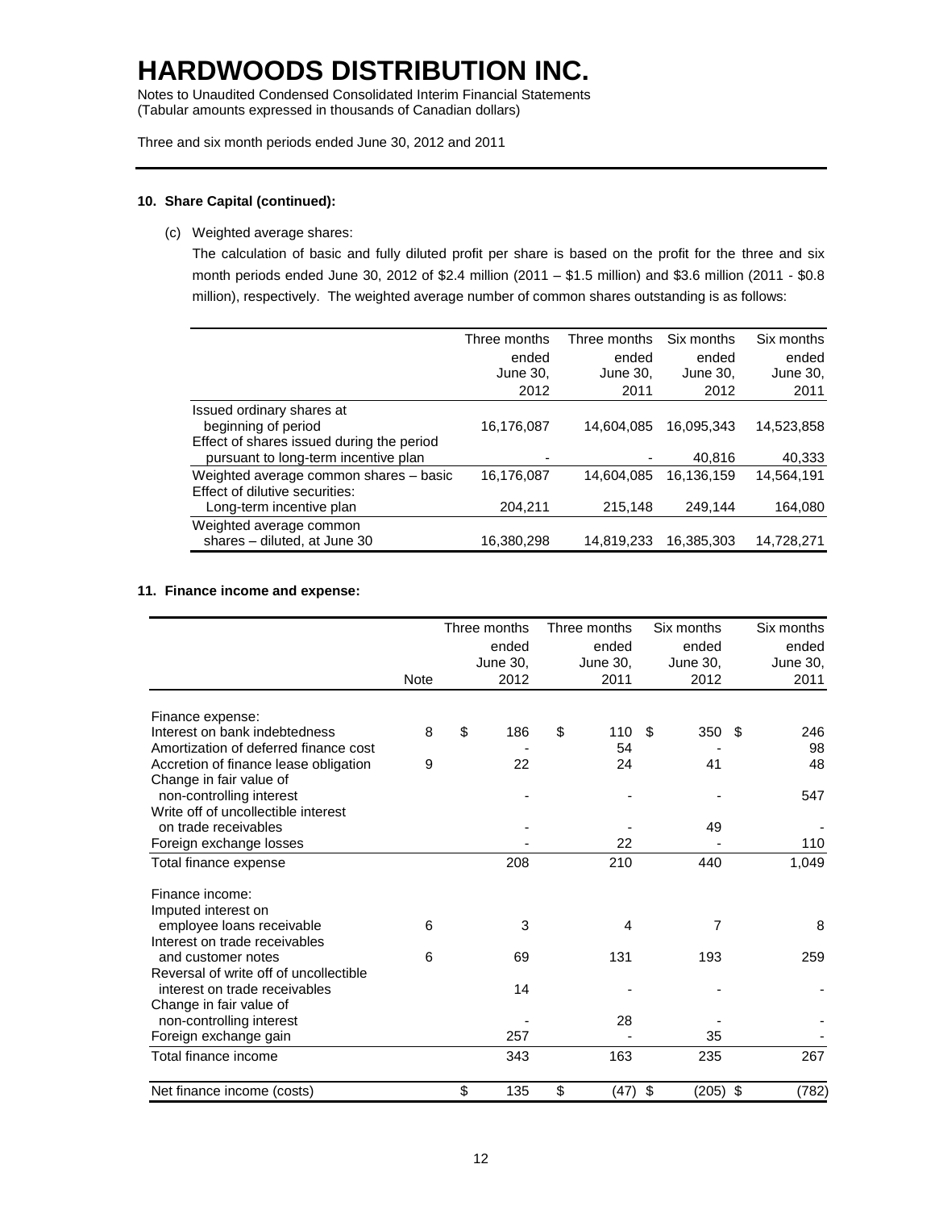# HARDWOODS DISTRIBUTION INC.

Notes to Unaudited Condensed Consolidated Interim Financial Statements
(Tabular amounts expressed in thousands of Canadian dollars)

Three and six month periods ended June 30, 2012 and 2011

**10. Share Capital (continued):**

(c) Weighted average shares:

The calculation of basic and fully diluted profit per share is based on the profit for the three and six month periods ended June 30, 2012 of $2.4 million (2011 – $1.5 million) and $3.6 million (2011 - $0.8 million), respectively. The weighted average number of common shares outstanding is as follows:

| | Three months ended June 30, 2012 | Three months ended June 30, 2011 | Six months ended June 30, 2012 | Six months ended June 30, 2011 |
|---|---|---|---|---|
| Issued ordinary shares at beginning of period | 16,176,087 | 14,604,085 | 16,095,343 | 14,523,858 |
| Effect of shares issued during the period pursuant to long-term incentive plan | - | - | 40,816 | 40,333 |
| Weighted average common shares – basic | 16,176,087 | 14,604,085 | 16,136,159 | 14,564,191 |
| Effect of dilutive securities: Long-term incentive plan | 204,211 | 215,148 | 249,144 | 164,080 |
| Weighted average common shares – diluted, at June 30 | 16,380,298 | 14,819,233 | 16,385,303 | 14,728,271 |

**11. Finance income and expense:**

| | Note | Three months ended June 30, 2012 | Three months ended June 30, 2011 | Six months ended June 30, 2012 | Six months ended June 30, 2011 |
|---|---|---|---|---|---|
| Finance expense: | | | | | |
| Interest on bank indebtedness | 8 | $ 186 | $ 110 | $ 350 | $ 246 |
| Amortization of deferred finance cost | | - | 54 | - | 98 |
| Accretion of finance lease obligation | 9 | 22 | 24 | 41 | 48 |
| Change in fair value of non-controlling interest | | - | - | - | 547 |
| Write off of uncollectible interest on trade receivables | | - | - | 49 | - |
| Foreign exchange losses | | - | 22 | - | 110 |
| Total finance expense | | 208 | 210 | 440 | 1,049 |
| Finance income: | | | | | |
| Imputed interest on employee loans receivable | 6 | 3 | 4 | 7 | 8 |
| Interest on trade receivables and customer notes | 6 | 69 | 131 | 193 | 259 |
| Reversal of write off of uncollectible interest on trade receivables | | 14 | - | - | - |
| Change in fair value of non-controlling interest | | - | 28 | - | - |
| Foreign exchange gain | | 257 | - | 35 | - |
| Total finance income | | 343 | 163 | 235 | 267 |
| Net finance income (costs) | | $ 135 | $ (47) | $ (205) | $ (782) |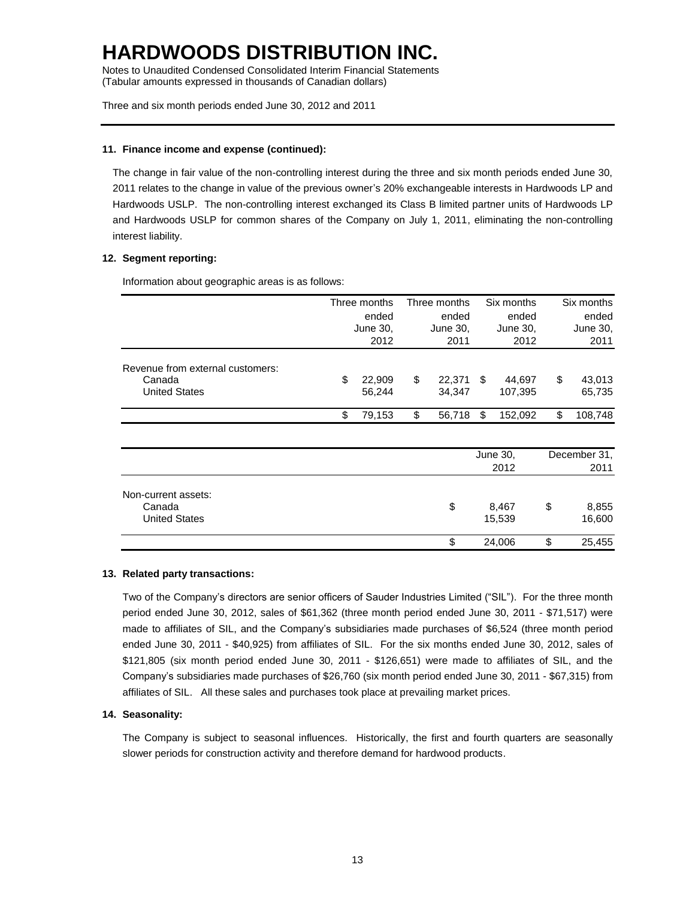# HARDWOODS DISTRIBUTION INC.

Notes to Unaudited Condensed Consolidated Interim Financial Statements
(Tabular amounts expressed in thousands of Canadian dollars)

Three and six month periods ended June 30, 2012 and 2011

**11. Finance income and expense (continued):**

The change in fair value of the non-controlling interest during the three and six month periods ended June 30, 2011 relates to the change in value of the previous owner's 20% exchangeable interests in Hardwoods LP and Hardwoods USLP. The non-controlling interest exchanged its Class B limited partner units of Hardwoods LP and Hardwoods USLP for common shares of the Company on July 1, 2011, eliminating the non-controlling interest liability.

**12. Segment reporting:**

Information about geographic areas is as follows:

| | Three months ended June 30, 2012 | Three months ended June 30, 2011 | Six months ended June 30, 2012 | Six months ended June 30, 2011 |
|---|---|---|---|---|
| Revenue from external customers: | | | | |
| Canada | $ 22,909 | $ 22,371 | $ 44,697 | $ 43,013 |
| United States | 56,244 | 34,347 | 107,395 | 65,735 |
| | $ 79,153 | $ 56,718 | $ 152,092 | $ 108,748 |

| | June 30, 2012 | December 31, 2011 |
|---|---|---|
| Non-current assets: | | |
| Canada | $ 8,467 | $ 8,855 |
| United States | 15,539 | 16,600 |
| | $ 24,006 | $ 25,455 |

**13. Related party transactions:**

Two of the Company's directors are senior officers of Sauder Industries Limited ("SIL"). For the three month period ended June 30, 2012, sales of $61,362 (three month period ended June 30, 2011 - $71,517) were made to affiliates of SIL, and the Company's subsidiaries made purchases of $6,524 (three month period ended June 30, 2011 - $40,925) from affiliates of SIL. For the six months ended June 30, 2012, sales of $121,805 (six month period ended June 30, 2011 - $126,651) were made to affiliates of SIL, and the Company's subsidiaries made purchases of $26,760 (six month period ended June 30, 2011 - $67,315) from affiliates of SIL. All these sales and purchases took place at prevailing market prices.

**14. Seasonality:**

The Company is subject to seasonal influences. Historically, the first and fourth quarters are seasonally slower periods for construction activity and therefore demand for hardwood products.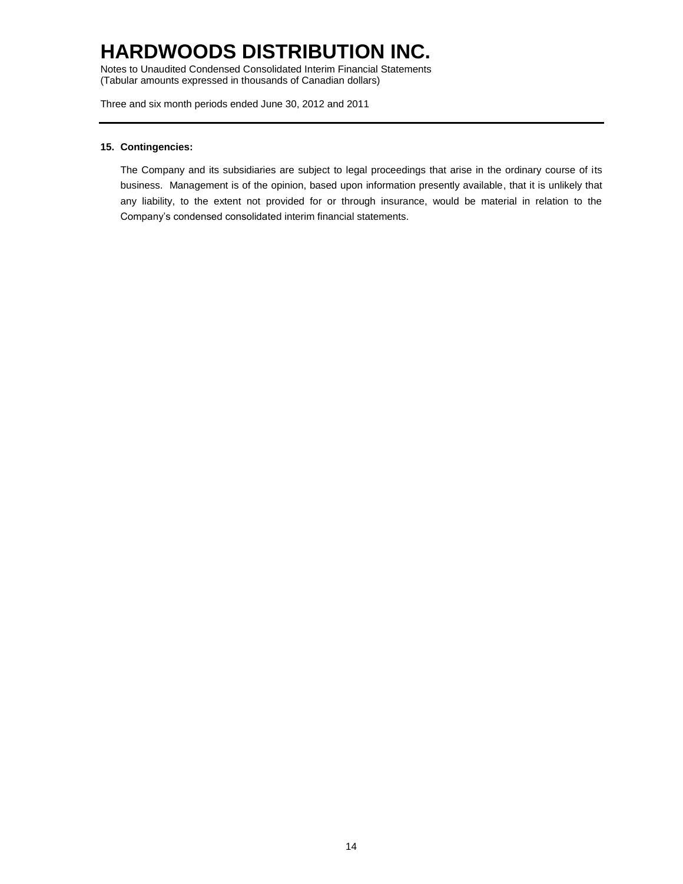**15. Contingencies:**

The Company and its subsidiaries are subject to legal proceedings that arise in the ordinary course of its business. Management is of the opinion, based upon information presently available, that it is unlikely that any liability, to the extent not provided for or through insurance, would be material in relation to the Company's condensed consolidated interim financial statements.